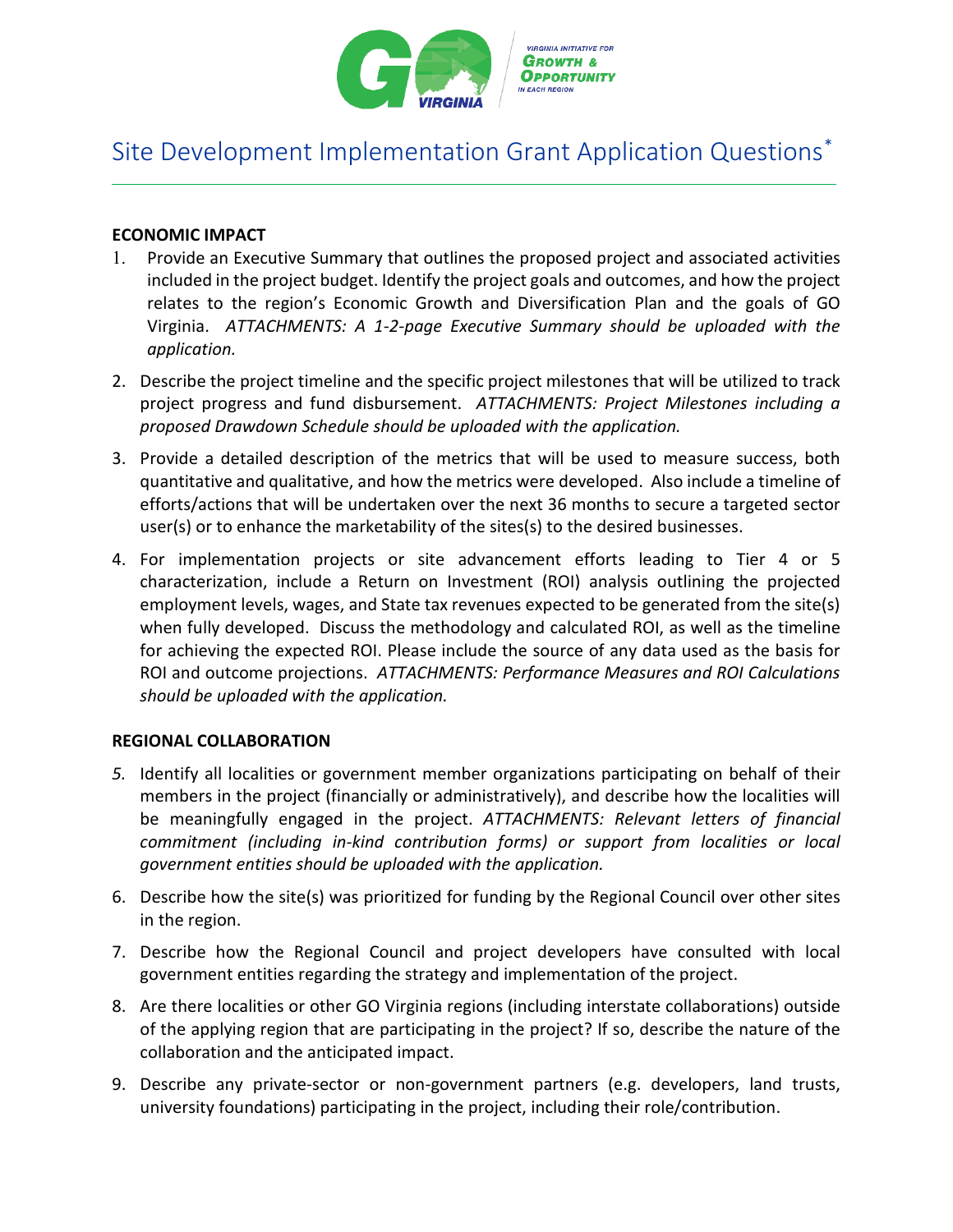# Site Development Implementation Grant Application Questions*

**ECONOMIC IMPACT**

1. Provide an Executive Summary that outlines the proposed project and associated activities included in the project budget. Identify the project goals and outcomes, and how the project relates to the region's Economic Growth and Diversification Plan and the goals of GO Virginia. *ATTACHMENTS: A 1-2-page Executive Summary should be uploaded with the application.*

2. Describe the project timeline and the specific project milestones that will be utilized to track project progress and fund disbursement. *ATTACHMENTS: Project Milestones including a proposed Drawdown Schedule should be uploaded with the application.*

3. Provide a detailed description of the metrics that will be used to measure success, both quantitative and qualitative, and how the metrics were developed. Also include a timeline of efforts/actions that will be undertaken over the next 36 months to secure a targeted sector user(s) or to enhance the marketability of the sites(s) to the desired businesses.

4. For implementation projects or site advancement efforts leading to Tier 4 or 5 characterization, include a Return on Investment (ROI) analysis outlining the projected employment levels, wages, and State tax revenues expected to be generated from the site(s) when fully developed. Discuss the methodology and calculated ROI, as well as the timeline for achieving the expected ROI. Please include the source of any data used as the basis for ROI and outcome projections. *ATTACHMENTS: Performance Measures and ROI Calculations should be uploaded with the application.*

**REGIONAL COLLABORATION**

5. Identify all localities or government member organizations participating on behalf of their members in the project (financially or administratively), and describe how the localities will be meaningfully engaged in the project. *ATTACHMENTS: Relevant letters of financial commitment (including in-kind contribution forms) or support from localities or local government entities should be uploaded with the application.*

6. Describe how the site(s) was prioritized for funding by the Regional Council over other sites in the region.

7. Describe how the Regional Council and project developers have consulted with local government entities regarding the strategy and implementation of the project.

8. Are there localities or other GO Virginia regions (including interstate collaborations) outside of the applying region that are participating in the project? If so, describe the nature of the collaboration and the anticipated impact.

9. Describe any private-sector or non-government partners (e.g. developers, land trusts, university foundations) participating in the project, including their role/contribution.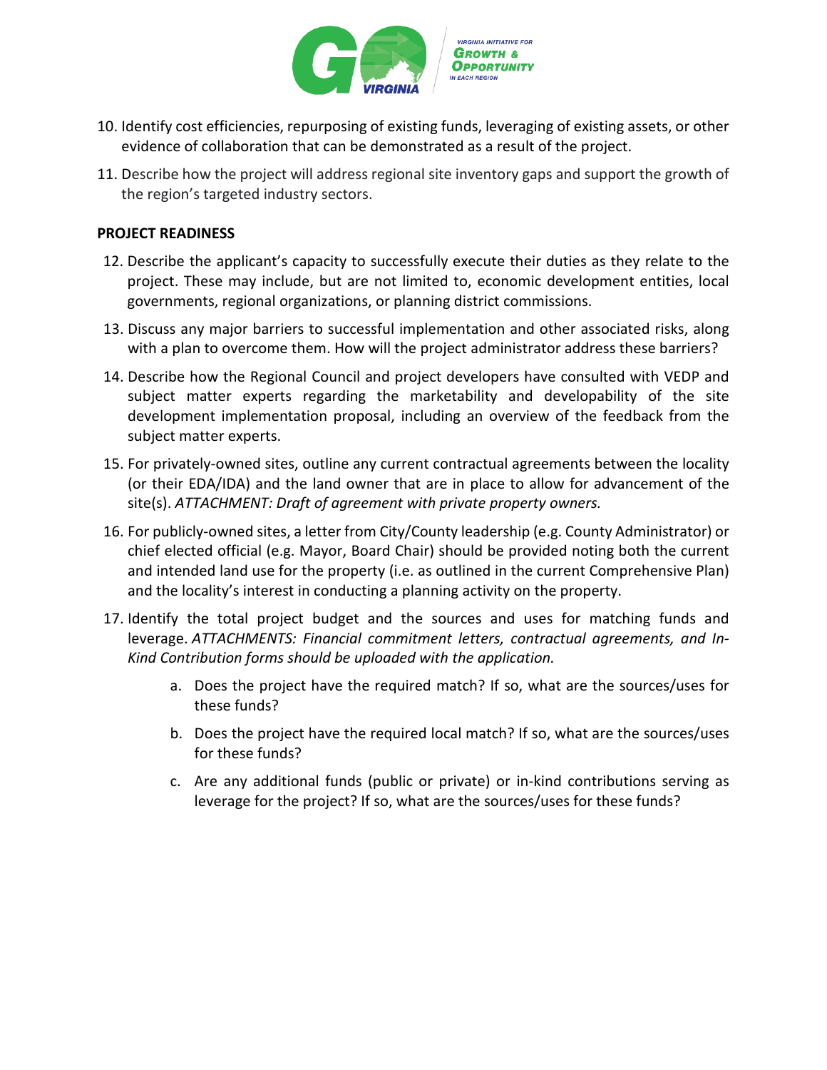10. Identify cost efficiencies, repurposing of existing funds, leveraging of existing assets, or other evidence of collaboration that can be demonstrated as a result of the project.

11. Describe how the project will address regional site inventory gaps and support the growth of the region's targeted industry sectors.

**PROJECT READINESS**

12. Describe the applicant's capacity to successfully execute their duties as they relate to the project. These may include, but are not limited to, economic development entities, local governments, regional organizations, or planning district commissions.

13. Discuss any major barriers to successful implementation and other associated risks, along with a plan to overcome them. How will the project administrator address these barriers?

14. Describe how the Regional Council and project developers have consulted with VEDP and subject matter experts regarding the marketability and developability of the site development implementation proposal, including an overview of the feedback from the subject matter experts.

15. For privately-owned sites, outline any current contractual agreements between the locality (or their EDA/IDA) and the land owner that are in place to allow for advancement of the site(s). *ATTACHMENT: Draft of agreement with private property owners.*

16. For publicly-owned sites, a letter from City/County leadership (e.g. County Administrator) or chief elected official (e.g. Mayor, Board Chair) should be provided noting both the current and intended land use for the property (i.e. as outlined in the current Comprehensive Plan) and the locality's interest in conducting a planning activity on the property.

17. Identify the total project budget and the sources and uses for matching funds and leverage. *ATTACHMENTS: Financial commitment letters, contractual agreements, and In-Kind Contribution forms should be uploaded with the application.*

    a. Does the project have the required match? If so, what are the sources/uses for these funds?

    b. Does the project have the required local match? If so, what are the sources/uses for these funds?

    c. Are any additional funds (public or private) or in-kind contributions serving as leverage for the project? If so, what are the sources/uses for these funds?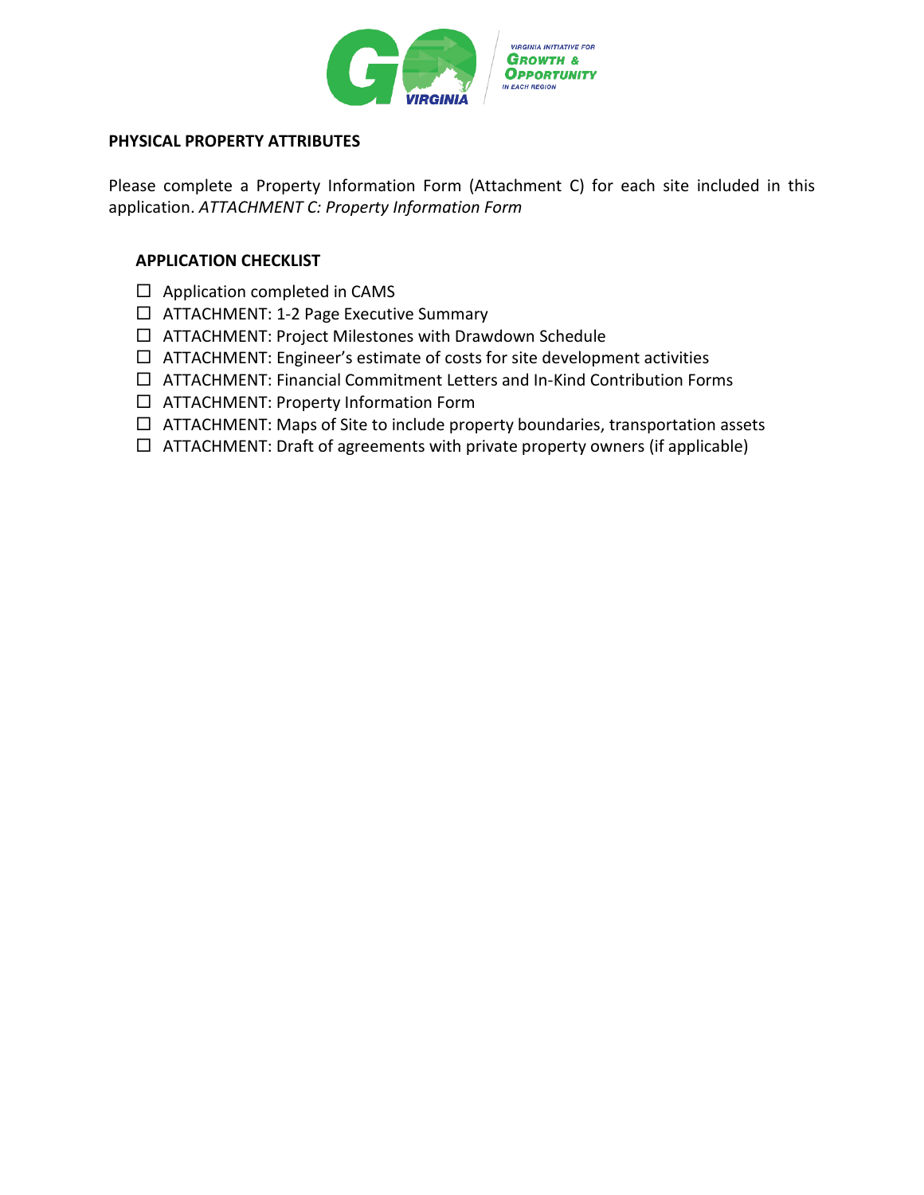## PHYSICAL PROPERTY ATTRIBUTES

Please complete a Property Information Form (Attachment C) for each site included in this application. *ATTACHMENT C: Property Information Form*

### APPLICATION CHECKLIST

- ☐ Application completed in CAMS
- ☐ ATTACHMENT: 1-2 Page Executive Summary
- ☐ ATTACHMENT: Project Milestones with Drawdown Schedule
- ☐ ATTACHMENT: Engineer's estimate of costs for site development activities
- ☐ ATTACHMENT: Financial Commitment Letters and In-Kind Contribution Forms
- ☐ ATTACHMENT: Property Information Form
- ☐ ATTACHMENT: Maps of Site to include property boundaries, transportation assets
- ☐ ATTACHMENT: Draft of agreements with private property owners (if applicable)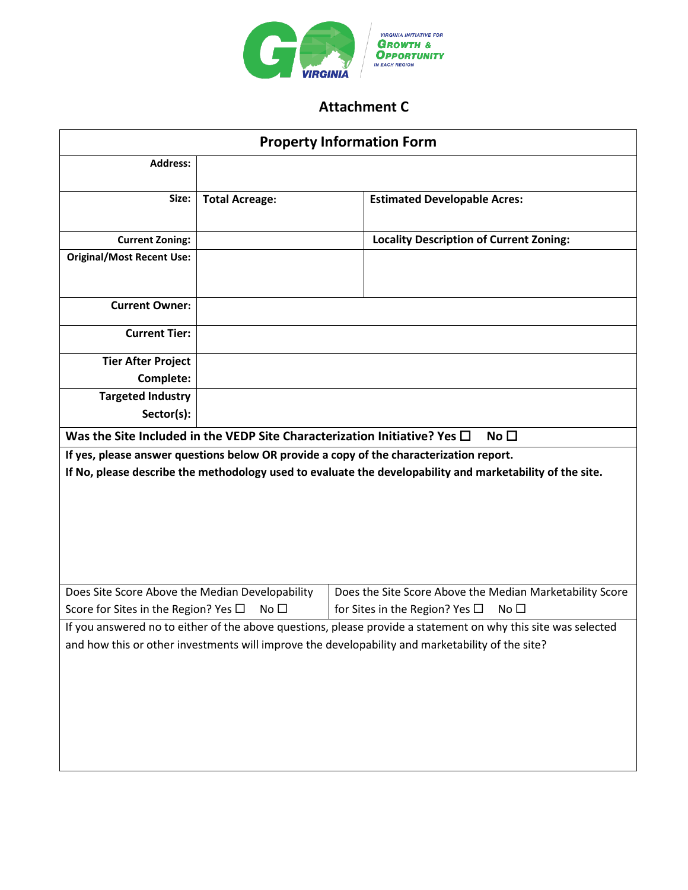VIRGINIA INITIATIVE FOR GROWTH & OPPORTUNITY IN EACH REGION

## Attachment C

| Property Information Form | | |
|---|---|---|
| **Address:** | | |
| **Size:** | **Total Acreage:** | **Estimated Developable Acres:** |
| **Current Zoning:** | | **Locality Description of Current Zoning:** |
| **Original/Most Recent Use:** | | |
| **Current Owner:** | | |
| **Current Tier:** | | |
| **Tier After Project Complete:** | | |
| **Targeted Industry Sector(s):** | | |

**Was the Site Included in the VEDP Site Characterization Initiative? Yes ☐ No ☐**

**If yes, please answer questions below OR provide a copy of the characterization report.**

**If No, please describe the methodology used to evaluate the developability and marketability of the site.**

| Does Site Score Above the Median Developability Score for Sites in the Region? Yes ☐ No ☐ | Does the Site Score Above the Median Marketability Score for Sites in the Region? Yes ☐ No ☐ |
|---|---|

If you answered no to either of the above questions, please provide a statement on why this site was selected and how this or other investments will improve the developability and marketability of the site?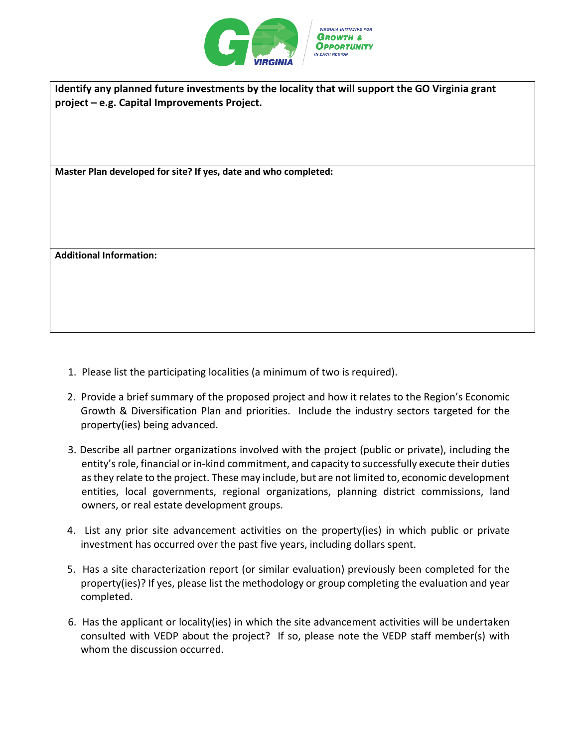| **Identify any planned future investments by the locality that will support the GO Virginia grant project – e.g. Capital Improvements Project.** |
| --- |
| **Master Plan developed for site? If yes, date and who completed:** |
| **Additional Information:** |

1. Please list the participating localities (a minimum of two is required).
2. Provide a brief summary of the proposed project and how it relates to the Region's Economic Growth & Diversification Plan and priorities. Include the industry sectors targeted for the property(ies) being advanced.
3. Describe all partner organizations involved with the project (public or private), including the entity's role, financial or in-kind commitment, and capacity to successfully execute their duties as they relate to the project. These may include, but are not limited to, economic development entities, local governments, regional organizations, planning district commissions, land owners, or real estate development groups.
4. List any prior site advancement activities on the property(ies) in which public or private investment has occurred over the past five years, including dollars spent.
5. Has a site characterization report (or similar evaluation) previously been completed for the property(ies)? If yes, please list the methodology or group completing the evaluation and year completed.
6. Has the applicant or locality(ies) in which the site advancement activities will be undertaken consulted with VEDP about the project? If so, please note the VEDP staff member(s) with whom the discussion occurred.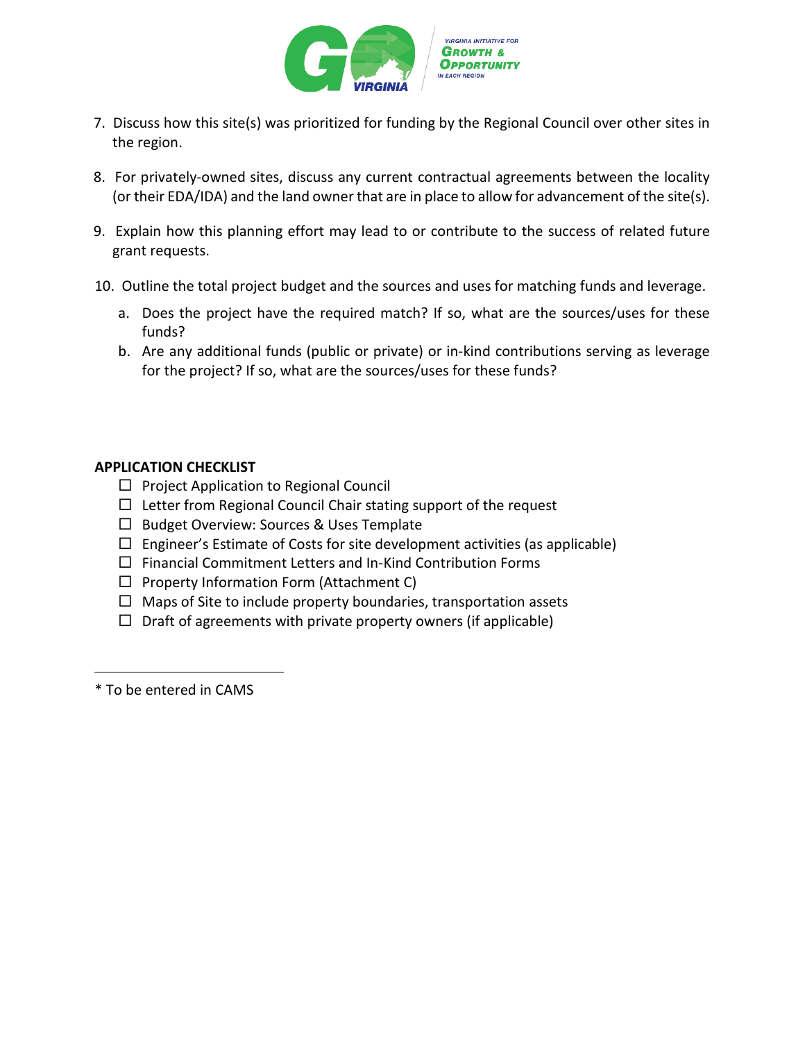7. Discuss how this site(s) was prioritized for funding by the Regional Council over other sites in the region.

8. For privately-owned sites, discuss any current contractual agreements between the locality (or their EDA/IDA) and the land owner that are in place to allow for advancement of the site(s).

9. Explain how this planning effort may lead to or contribute to the success of related future grant requests.

10. Outline the total project budget and the sources and uses for matching funds and leverage.

    a. Does the project have the required match? If so, what are the sources/uses for these funds?

    b. Are any additional funds (public or private) or in-kind contributions serving as leverage for the project? If so, what are the sources/uses for these funds?

**APPLICATION CHECKLIST**

- ☐ Project Application to Regional Council
- ☐ Letter from Regional Council Chair stating support of the request
- ☐ Budget Overview: Sources & Uses Template
- ☐ Engineer's Estimate of Costs for site development activities (as applicable)
- ☐ Financial Commitment Letters and In-Kind Contribution Forms
- ☐ Property Information Form (Attachment C)
- ☐ Maps of Site to include property boundaries, transportation assets
- ☐ Draft of agreements with private property owners (if applicable)

---

* To be entered in CAMS